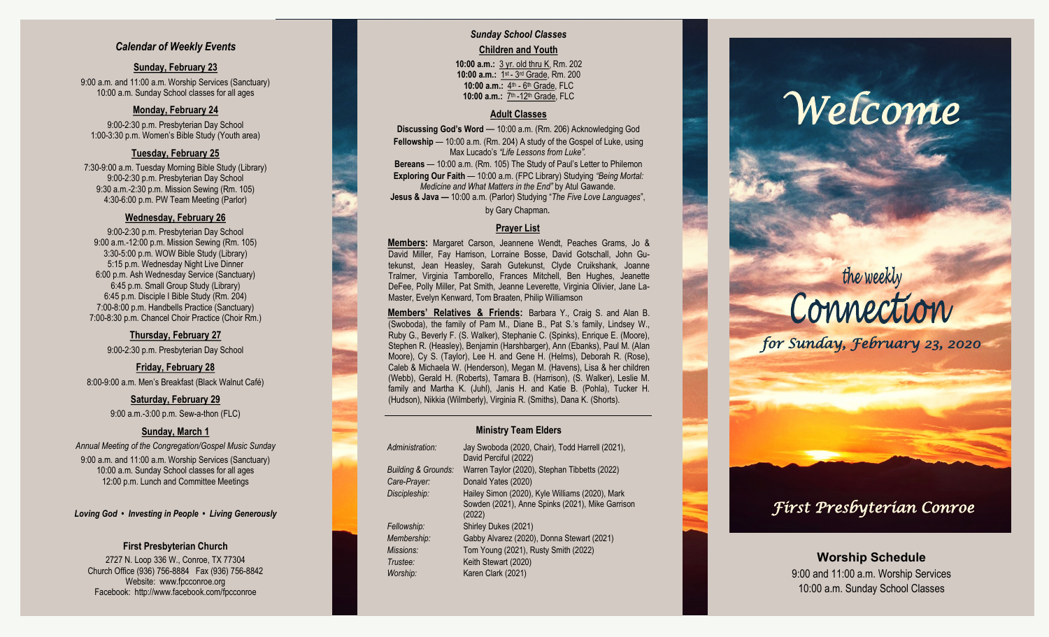### *Calendar of Weekly Events*

**Sunday, February 23**

9:00 a.m. and 11:00 a.m. Worship Services (Sanctuary)
10:00 a.m. Sunday School classes for all ages

**Monday, February 24**

9:00-2:30 p.m. Presbyterian Day School
1:00-3:30 p.m. Women's Bible Study (Youth area)

**Tuesday, February 25**

7:30-9:00 a.m. Tuesday Morning Bible Study (Library)
9:00-2:30 p.m. Presbyterian Day School
9:30 a.m.-2:30 p.m. Mission Sewing (Rm. 105)
4:30-6:00 p.m. PW Team Meeting (Parlor)

**Wednesday, February 26**

9:00-2:30 p.m. Presbyterian Day School
9:00 a.m.-12:00 p.m. Mission Sewing (Rm. 105)
3:30-5:00 p.m. WOW Bible Study (Library)
5:15 p.m. Wednesday Night Live Dinner
6:00 p.m. Ash Wednesday Service (Sanctuary)
6:45 p.m. Small Group Study (Library)
6:45 p.m. Disciple I Bible Study (Rm. 204)
7:00-8:00 p.m. Handbells Practice (Sanctuary)
7:00-8:30 p.m. Chancel Choir Practice (Choir Rm.)

**Thursday, February 27**

9:00-2:30 p.m. Presbyterian Day School

**Friday, February 28**

8:00-9:00 a.m. Men's Breakfast (Black Walnut Café)

**Saturday, February 29**

9:00 a.m.-3:00 p.m. Sew-a-thon (FLC)

**Sunday, March 1**

*Annual Meeting of the Congregation/Gospel Music Sunday*
9:00 a.m. and 11:00 a.m. Worship Services (Sanctuary)
10:00 a.m. Sunday School classes for all ages
12:00 p.m. Lunch and Committee Meetings

*Loving God • Investing in People • Living Generously*

**First Presbyterian Church**
2727 N. Loop 336 W., Conroe, TX 77304
Church Office (936) 756-8884 Fax (936) 756-8842
Website: www.fpcconroe.org
Facebook: http://www.facebook.com/fpcconroe

### *Sunday School Classes*

**Children and Youth**

**10:00 a.m.:** 3 yr. old thru K, Rm. 202
**10:00 a.m.:** 1st - 3rd Grade, Rm. 200
**10:00 a.m.:** 4th - 6th Grade, FLC
**10:00 a.m.:** 7th -12th Grade, FLC

**Adult Classes**

**Discussing God's Word** — 10:00 a.m. (Rm. 206) Acknowledging God
**Fellowship** — 10:00 a.m. (Rm. 204) A study of the Gospel of Luke, using Max Lucado's *"Life Lessons from Luke".*
**Bereans** — 10:00 a.m. (Rm. 105) The Study of Paul's Letter to Philemon
**Exploring Our Faith** — 10:00 a.m. (FPC Library) Studying *"Being Mortal: Medicine and What Matters in the End"* by Atul Gawande.
**Jesus & Java —** 10:00 a.m. (Parlor) Studying "*The Five Love Languages*", by Gary Chapman.

**Prayer List**

**Members:** Margaret Carson, Jeannene Wendt, Peaches Grams, Jo & David Miller, Fay Harrison, Lorraine Bosse, David Gotschall, John Gutekunst, Jean Heasley, Sarah Gutekunst, Clyde Cruikshank, Joanne Tralmer, Virginia Tamborello, Frances Mitchell, Ben Hughes, Jeanette DeFee, Polly Miller, Pat Smith, Jeanne Leverette, Virginia Olivier, Jane LaMaster, Evelyn Kenward, Tom Braaten, Philip Williamson

**Members' Relatives & Friends:** Barbara Y., Craig S. and Alan B. (Swoboda), the family of Pam M., Diane B., Pat S.'s family, Lindsey W., Ruby G., Beverly F. (S. Walker), Stephanie C. (Spinks), Enrique E. (Moore), Stephen R. (Heasley), Benjamin (Harshbarger), Ann (Ebanks), Paul M. (Alan Moore), Cy S. (Taylor), Lee H. and Gene H. (Helms), Deborah R. (Rose), Caleb & Michaela W. (Henderson), Megan M. (Havens), Lisa & her children (Webb), Gerald H. (Roberts), Tamara B. (Harrison), (S. Walker), Leslie M. family and Martha K. (Juhl), Janis H. and Katie B. (Pohla), Tucker H. (Hudson), Nikkia (Wilmberly), Virginia R. (Smiths), Dana K. (Shorts).

**Ministry Team Elders**

| | |
|---|---|
| *Administration:* | Jay Swoboda (2020, Chair), Todd Harrell (2021), David Perciful (2022) |
| *Building & Grounds:* | Warren Taylor (2020), Stephan Tibbetts (2022) |
| *Care-Prayer:* | Donald Yates (2020) |
| *Discipleship:* | Hailey Simon (2020), Kyle Williams (2020), Mark Sowden (2021), Anne Spinks (2021), Mike Garrison (2022) |
| *Fellowship:* | Shirley Dukes (2021) |
| *Membership:* | Gabby Alvarez (2020), Donna Stewart (2021) |
| *Missions:* | Tom Young (2021), Rusty Smith (2022) |
| *Trustee:* | Keith Stewart (2020) |
| *Worship:* | Karen Clark (2021) |

# *Welcome*

## the weekly Connection

*for Sunday, February 23, 2020*

*First Presbyterian Conroe*

**Worship Schedule**
9:00 and 11:00 a.m. Worship Services
10:00 a.m. Sunday School Classes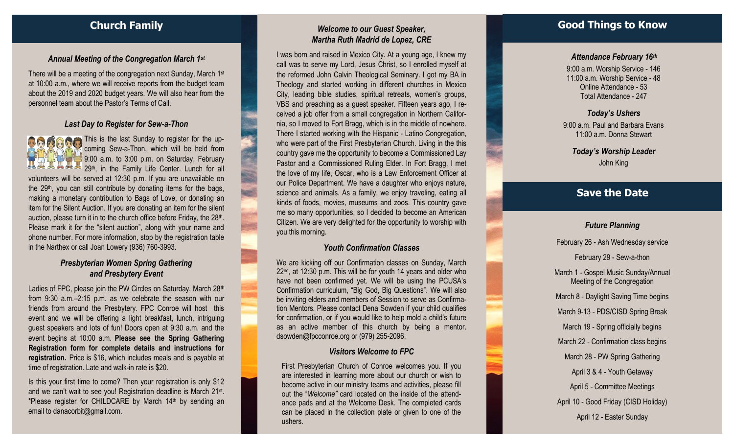## Church Family

### *Annual Meeting of the Congregation March 1st*

There will be a meeting of the congregation next Sunday, March 1st at 10:00 a.m., where we will receive reports from the budget team about the 2019 and 2020 budget years. We will also hear from the personnel team about the Pastor's Terms of Call.

### *Last Day to Register for Sew-a-Thon*

This is the last Sunday to register for the upcoming Sew-a-Thon, which will be held from 9:00 a.m. to 3:00 p.m. on Saturday, February 29th, in the Family Life Center. Lunch for all volunteers will be served at 12:30 p.m. If you are unavailable on the 29th, you can still contribute by donating items for the bags, making a monetary contribution to Bags of Love, or donating an item for the Silent Auction. If you are donating an item for the silent auction, please turn it in to the church office before Friday, the 28th. Please mark it for the "silent auction", along with your name and phone number. For more information, stop by the registration table in the Narthex or call Joan Lowery (936) 760-3993.

### *Presbyterian Women Spring Gathering and Presbytery Event*

Ladies of FPC, please join the PW Circles on Saturday, March 28th from 9:30 a.m.–2:15 p.m. as we celebrate the season with our friends from around the Presbytery. FPC Conroe will host this event and we will be offering a light breakfast, lunch, intriguing guest speakers and lots of fun! Doors open at 9:30 a.m. and the event begins at 10:00 a.m. **Please see the Spring Gathering Registration form for complete details and instructions for registration.** Price is $16, which includes meals and is payable at time of registration. Late and walk-in rate is $20.

Is this your first time to come? Then your registration is only $12 and we can't wait to see you! Registration deadline is March 21st. *Please register for CHILDCARE by March 14th by sending an email to danacorbit@gmail.com.

### *Welcome to our Guest Speaker, Martha Ruth Madrid de Lopez, CRE*

I was born and raised in Mexico City. At a young age, I knew my call was to serve my Lord, Jesus Christ, so I enrolled myself at the reformed John Calvin Theological Seminary. I got my BA in Theology and started working in different churches in Mexico City, leading bible studies, spiritual retreats, women's groups, VBS and preaching as a guest speaker. Fifteen years ago, I received a job offer from a small congregation in Northern California, so I moved to Fort Bragg, which is in the middle of nowhere. There I started working with the Hispanic - Latino Congregation, who were part of the First Presbyterian Church. Living in the this country gave me the opportunity to become a Commissioned Lay Pastor and a Commissioned Ruling Elder. In Fort Bragg, I met the love of my life, Oscar, who is a Law Enforcement Officer at our Police Department. We have a daughter who enjoys nature, science and animals. As a family, we enjoy traveling, eating all kinds of foods, movies, museums and zoos. This country gave me so many opportunities, so I decided to become an American Citizen. We are very delighted for the opportunity to worship with you this morning.

### *Youth Confirmation Classes*

We are kicking off our Confirmation classes on Sunday, March 22nd, at 12:30 p.m. This will be for youth 14 years and older who have not been confirmed yet. We will be using the PCUSA's Confirmation curriculum, "Big God, Big Questions". We will also be inviting elders and members of Session to serve as Confirmation Mentors. Please contact Dena Sowden if your child qualifies for confirmation, or if you would like to help mold a child's future as an active member of this church by being a mentor. dsowden@fpcconroe.org or (979) 255-2096.

### *Visitors Welcome to FPC*

First Presbyterian Church of Conroe welcomes you. If you are interested in learning more about our church or wish to become active in our ministry teams and activities, please fill out the "*Welcome"* card located on the inside of the attendance pads and at the Welcome Desk. The completed cards can be placed in the collection plate or given to one of the ushers.

## Good Things to Know

### *Attendance February 16th*

9:00 a.m. Worship Service - 146
11:00 a.m. Worship Service - 48
Online Attendance - 53
Total Attendance - 247

### *Today's Ushers*

9:00 a.m. Paul and Barbara Evans
11:00 a.m. Donna Stewart

### *Today's Worship Leader*

John King

## Save the Date

### *Future Planning*

February 26 - Ash Wednesday service

February 29 - Sew-a-thon

March 1 - Gospel Music Sunday/Annual Meeting of the Congregation

March 8 - Daylight Saving Time begins

March 9-13 - PDS/CISD Spring Break

March 19 - Spring officially begins

March 22 - Confirmation class begins

March 28 - PW Spring Gathering

April 3 & 4 - Youth Getaway

April 5 - Committee Meetings

April 10 - Good Friday (CISD Holiday)

April 12 - Easter Sunday